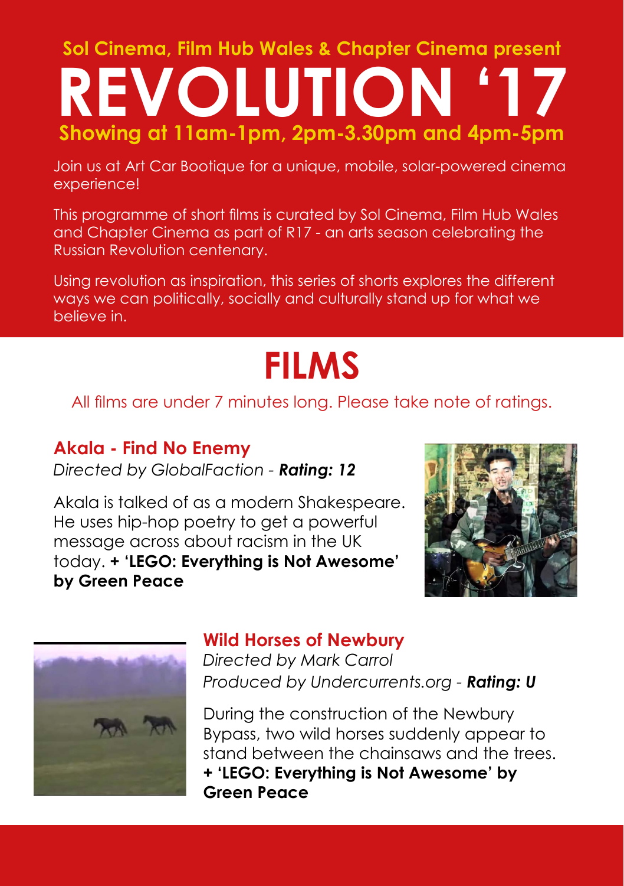**Sol Cinema, Film Hub Wales & Chapter Cinema present**

# REVOLUTION '17

**Showing at 11am-1pm, 2pm-3.30pm and 4pm-5pm**

Join us at Art Car Bootique for a unique, mobile, solar-powered cinema experience!

This programme of short films is curated by Sol Cinema, Film Hub Wales and Chapter Cinema as part of R17 - an arts season celebrating the Russian Revolution centenary.

Using revolution as inspiration, this series of shorts explores the different ways we can politically, socially and culturally stand up for what we believe in.

## FILMS

All films are under 7 minutes long. Please take note of ratings.

### Akala - Find No Enemy

*Directed by GlobalFaction - **Rating: 12***

Akala is talked of as a modern Shakespeare. He uses hip-hop poetry to get a powerful message across about racism in the UK today. **+ 'LEGO: Everything is Not Awesome' by Green Peace**

### Wild Horses of Newbury

*Directed by Mark Carrol*
*Produced by Undercurrents.org - **Rating: U***

During the construction of the Newbury Bypass, two wild horses suddenly appear to stand between the chainsaws and the trees. **+ 'LEGO: Everything is Not Awesome' by Green Peace**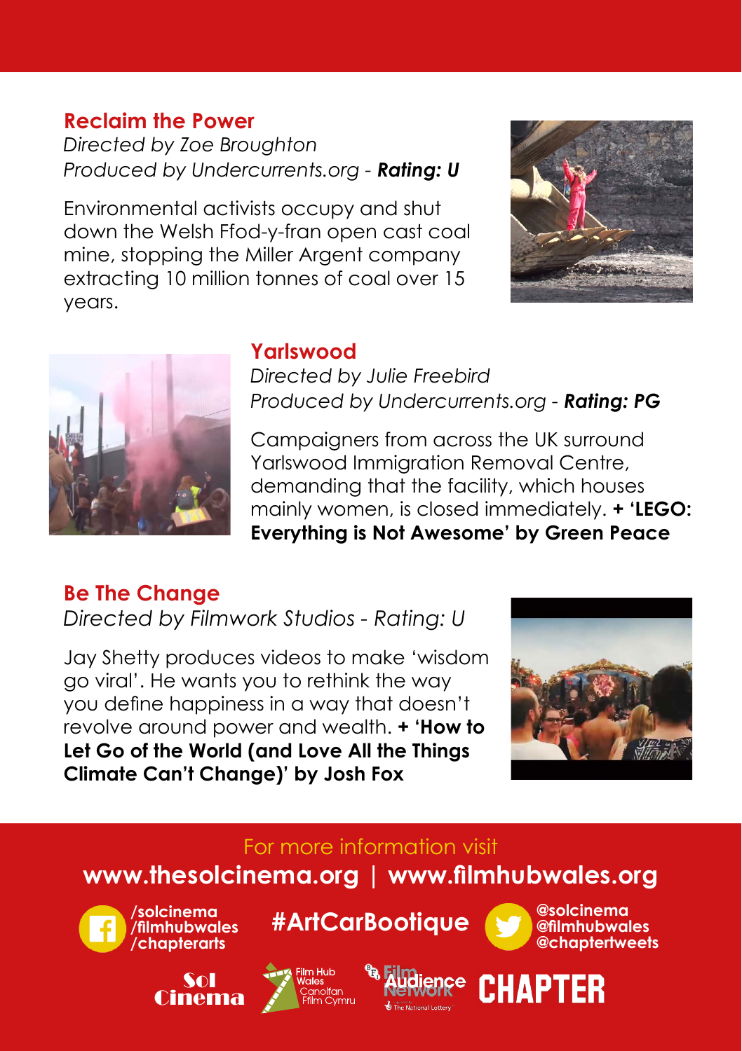## Reclaim the Power

*Directed by Zoe Broughton*
*Produced by Undercurrents.org* - ***Rating: U***

Environmental activists occupy and shut down the Welsh Ffod-y-fran open cast coal mine, stopping the Miller Argent company extracting 10 million tonnes of coal over 15 years.

## Yarlswood

*Directed by Julie Freebird*
*Produced by Undercurrents.org* - ***Rating: PG***

Campaigners from across the UK surround Yarlswood Immigration Removal Centre, demanding that the facility, which houses mainly women, is closed immediately. **+ 'LEGO: Everything is Not Awesome' by Green Peace**

## Be The Change

*Directed by Filmwork Studios - Rating: U*

Jay Shetty produces videos to make 'wisdom go viral'. He wants you to rethink the way you define happiness in a way that doesn't revolve around power and wealth. **+ 'How to Let Go of the World (and Love All the Things Climate Can't Change)' by Josh Fox**

For more information visit

**www.thesolcinema.org | www.filmhubwales.org**

**/solcinema**
**/filmhubwales**
**/chapterarts**

**#ArtCarBootique**

**@solcinema**
**@filmhubwales**
**@chaptertweets**

Sol Cinema | Film Hub Wales Canolfan Ffilm Cymru | BFI Film Audience Network | CHAPTER